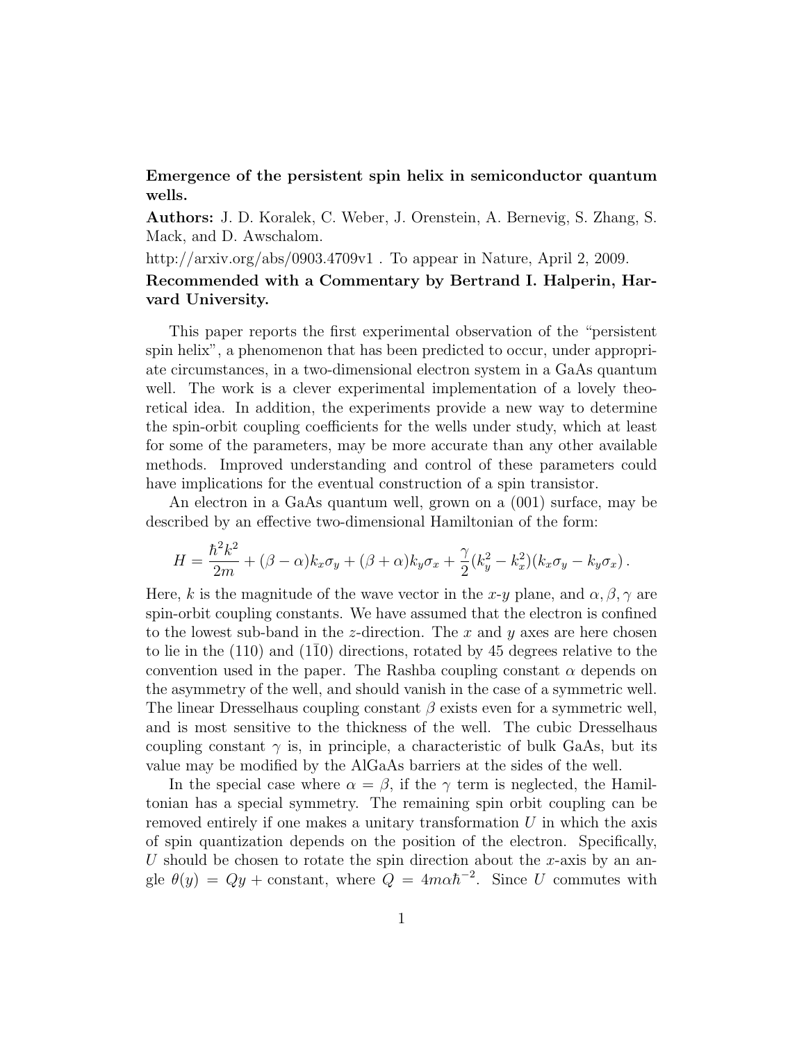**Emergence of the persistent spin helix in semiconductor quantum wells.**

**Authors:** J. D. Koralek, C. Weber, J. Orenstein, A. Bernevig, S. Zhang, S. Mack, and D. Awschalom.

http://arxiv.org/abs/0903.4709v1 . To appear in Nature, April 2, 2009.

**Recommended with a Commentary by Bertrand I. Halperin, Harvard University.**

This paper reports the first experimental observation of the "persistent spin helix", a phenomenon that has been predicted to occur, under appropriate circumstances, in a two-dimensional electron system in a GaAs quantum well. The work is a clever experimental implementation of a lovely theoretical idea. In addition, the experiments provide a new way to determine the spin-orbit coupling coefficients for the wells under study, which at least for some of the parameters, may be more accurate than any other available methods. Improved understanding and control of these parameters could have implications for the eventual construction of a spin transistor.

An electron in a GaAs quantum well, grown on a (001) surface, may be described by an effective two-dimensional Hamiltonian of the form:

$$H = \frac{\hbar^2 k^2}{2m} + (\beta - \alpha) k_x \sigma_y + (\beta + \alpha) k_y \sigma_x + \frac{\gamma}{2}(k_y^2 - k_x^2)(k_x \sigma_y - k_y \sigma_x) \, .$$

Here, $k$ is the magnitude of the wave vector in the $x$-$y$ plane, and $\alpha, \beta, \gamma$ are spin-orbit coupling constants. We have assumed that the electron is confined to the lowest sub-band in the $z$-direction. The $x$ and $y$ axes are here chosen to lie in the (110) and $(1\bar{1}0)$ directions, rotated by 45 degrees relative to the convention used in the paper. The Rashba coupling constant $\alpha$ depends on the asymmetry of the well, and should vanish in the case of a symmetric well. The linear Dresselhaus coupling constant $\beta$ exists even for a symmetric well, and is most sensitive to the thickness of the well. The cubic Dresselhaus coupling constant $\gamma$ is, in principle, a characteristic of bulk GaAs, but its value may be modified by the AlGaAs barriers at the sides of the well.

In the special case where $\alpha = \beta$, if the $\gamma$ term is neglected, the Hamiltonian has a special symmetry. The remaining spin orbit coupling can be removed entirely if one makes a unitary transformation $U$ in which the axis of spin quantization depends on the position of the electron. Specifically, $U$ should be chosen to rotate the spin direction about the $x$-axis by an angle $\theta(y) = Qy + \text{constant}$, where $Q = 4m\alpha\hbar^{-2}$. Since $U$ commutes with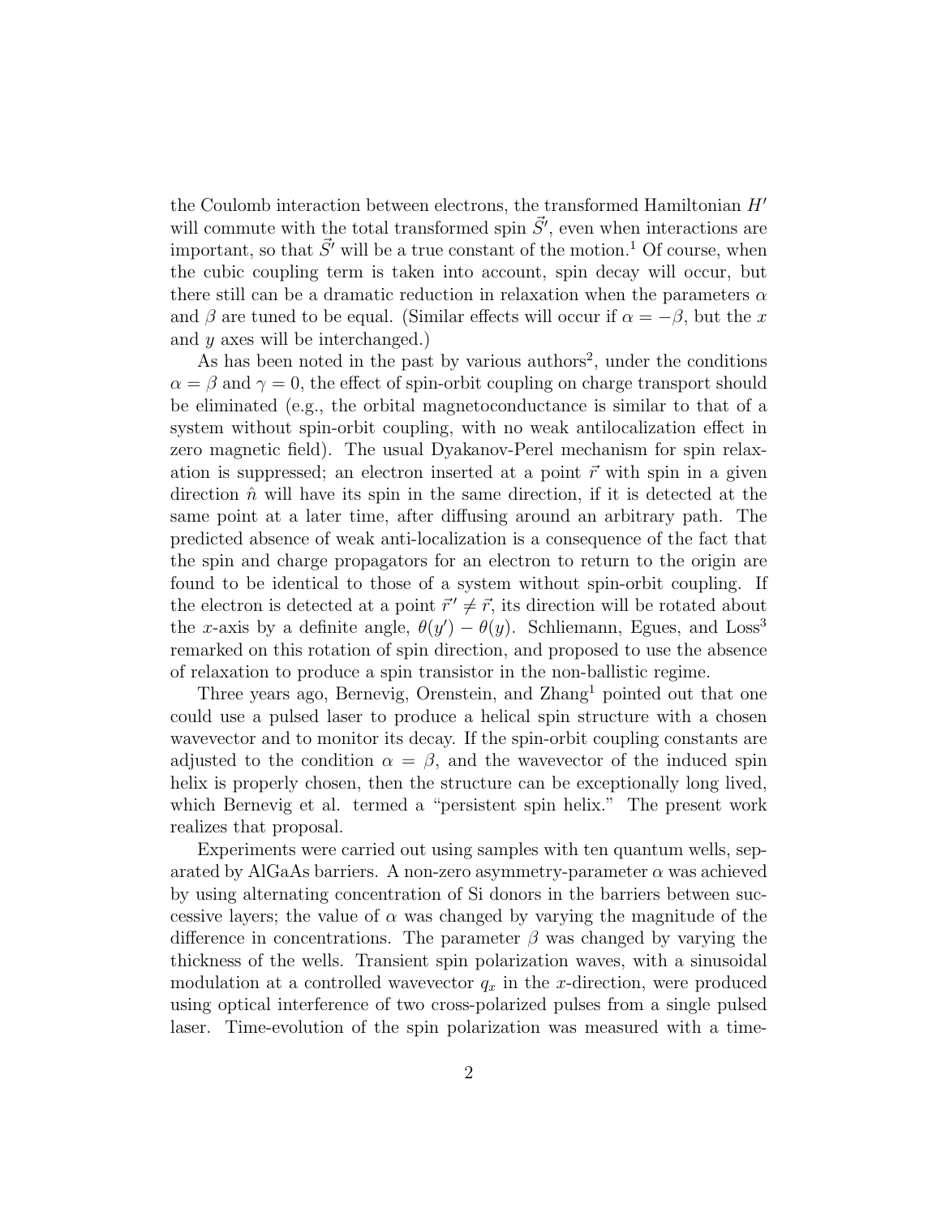the Coulomb interaction between electrons, the transformed Hamiltonian $H'$ will commute with the total transformed spin $\vec{S}'$, even when interactions are important, so that $\vec{S}'$ will be a true constant of the motion.[1] Of course, when the cubic coupling term is taken into account, spin decay will occur, but there still can be a dramatic reduction in relaxation when the parameters $\alpha$ and $\beta$ are tuned to be equal. (Similar effects will occur if $\alpha = -\beta$, but the $x$ and $y$ axes will be interchanged.)

As has been noted in the past by various authors[2], under the conditions $\alpha = \beta$ and $\gamma = 0$, the effect of spin-orbit coupling on charge transport should be eliminated (e.g., the orbital magnetoconductance is similar to that of a system without spin-orbit coupling, with no weak antilocalization effect in zero magnetic field). The usual Dyakanov-Perel mechanism for spin relaxation is suppressed; an electron inserted at a point $\vec{r}$ with spin in a given direction $\hat{n}$ will have its spin in the same direction, if it is detected at the same point at a later time, after diffusing around an arbitrary path. The predicted absence of weak anti-localization is a consequence of the fact that the spin and charge propagators for an electron to return to the origin are found to be identical to those of a system without spin-orbit coupling. If the electron is detected at a point $\vec{r}' \neq \vec{r}$, its direction will be rotated about the $x$-axis by a definite angle, $\theta(y') - \theta(y)$. Schliemann, Egues, and Loss[3] remarked on this rotation of spin direction, and proposed to use the absence of relaxation to produce a spin transistor in the non-ballistic regime.

Three years ago, Bernevig, Orenstein, and Zhang[1] pointed out that one could use a pulsed laser to produce a helical spin structure with a chosen wavevector and to monitor its decay. If the spin-orbit coupling constants are adjusted to the condition $\alpha = \beta$, and the wavevector of the induced spin helix is properly chosen, then the structure can be exceptionally long lived, which Bernevig et al. termed a "persistent spin helix." The present work realizes that proposal.

Experiments were carried out using samples with ten quantum wells, separated by AlGaAs barriers. A non-zero asymmetry-parameter $\alpha$ was achieved by using alternating concentration of Si donors in the barriers between successive layers; the value of $\alpha$ was changed by varying the magnitude of the difference in concentrations. The parameter $\beta$ was changed by varying the thickness of the wells. Transient spin polarization waves, with a sinusoidal modulation at a controlled wavevector $q_x$ in the $x$-direction, were produced using optical interference of two cross-polarized pulses from a single pulsed laser. Time-evolution of the spin polarization was measured with a time-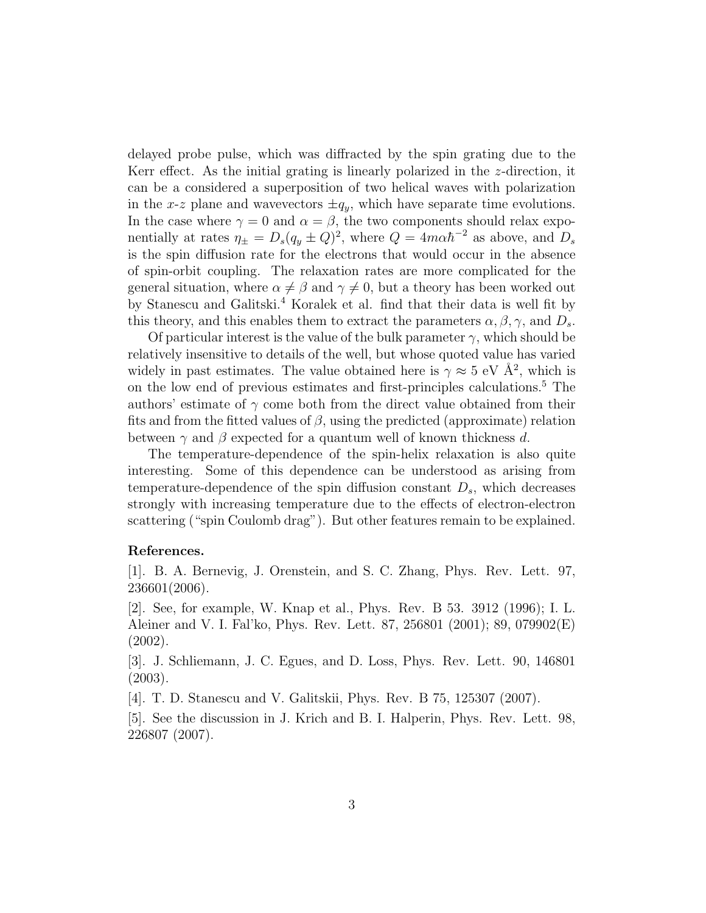delayed probe pulse, which was diffracted by the spin grating due to the Kerr effect. As the initial grating is linearly polarized in the $z$-direction, it can be a considered a superposition of two helical waves with polarization in the $x$-$z$ plane and wavevectors $\pm q_y$, which have separate time evolutions. In the case where $\gamma = 0$ and $\alpha = \beta$, the two components should relax exponentially at rates $\eta_\pm = D_s(q_y \pm Q)^2$, where $Q = 4m\alpha\hbar^{-2}$ as above, and $D_s$ is the spin diffusion rate for the electrons that would occur in the absence of spin-orbit coupling. The relaxation rates are more complicated for the general situation, where $\alpha \neq \beta$ and $\gamma \neq 0$, but a theory has been worked out by Stanescu and Galitski.[4] Koralek et al. find that their data is well fit by this theory, and this enables them to extract the parameters $\alpha, \beta, \gamma$, and $D_s$.

Of particular interest is the value of the bulk parameter $\gamma$, which should be relatively insensitive to details of the well, but whose quoted value has varied widely in past estimates. The value obtained here is $\gamma \approx 5$ eV Å$^2$, which is on the low end of previous estimates and first-principles calculations.[5] The authors' estimate of $\gamma$ come both from the direct value obtained from their fits and from the fitted values of $\beta$, using the predicted (approximate) relation between $\gamma$ and $\beta$ expected for a quantum well of known thickness $d$.

The temperature-dependence of the spin-helix relaxation is also quite interesting. Some of this dependence can be understood as arising from temperature-dependence of the spin diffusion constant $D_s$, which decreases strongly with increasing temperature due to the effects of electron-electron scattering ("spin Coulomb drag"). But other features remain to be explained.

**References.**

[1]. B. A. Bernevig, J. Orenstein, and S. C. Zhang, Phys. Rev. Lett. 97, 236601(2006).

[2]. See, for example, W. Knap et al., Phys. Rev. B 53. 3912 (1996); I. L. Aleiner and V. I. Fal'ko, Phys. Rev. Lett. 87, 256801 (2001); 89, 079902(E) (2002).

[3]. J. Schliemann, J. C. Egues, and D. Loss, Phys. Rev. Lett. 90, 146801 (2003).

[4]. T. D. Stanescu and V. Galitskii, Phys. Rev. B 75, 125307 (2007).

[5]. See the discussion in J. Krich and B. I. Halperin, Phys. Rev. Lett. 98, 226807 (2007).